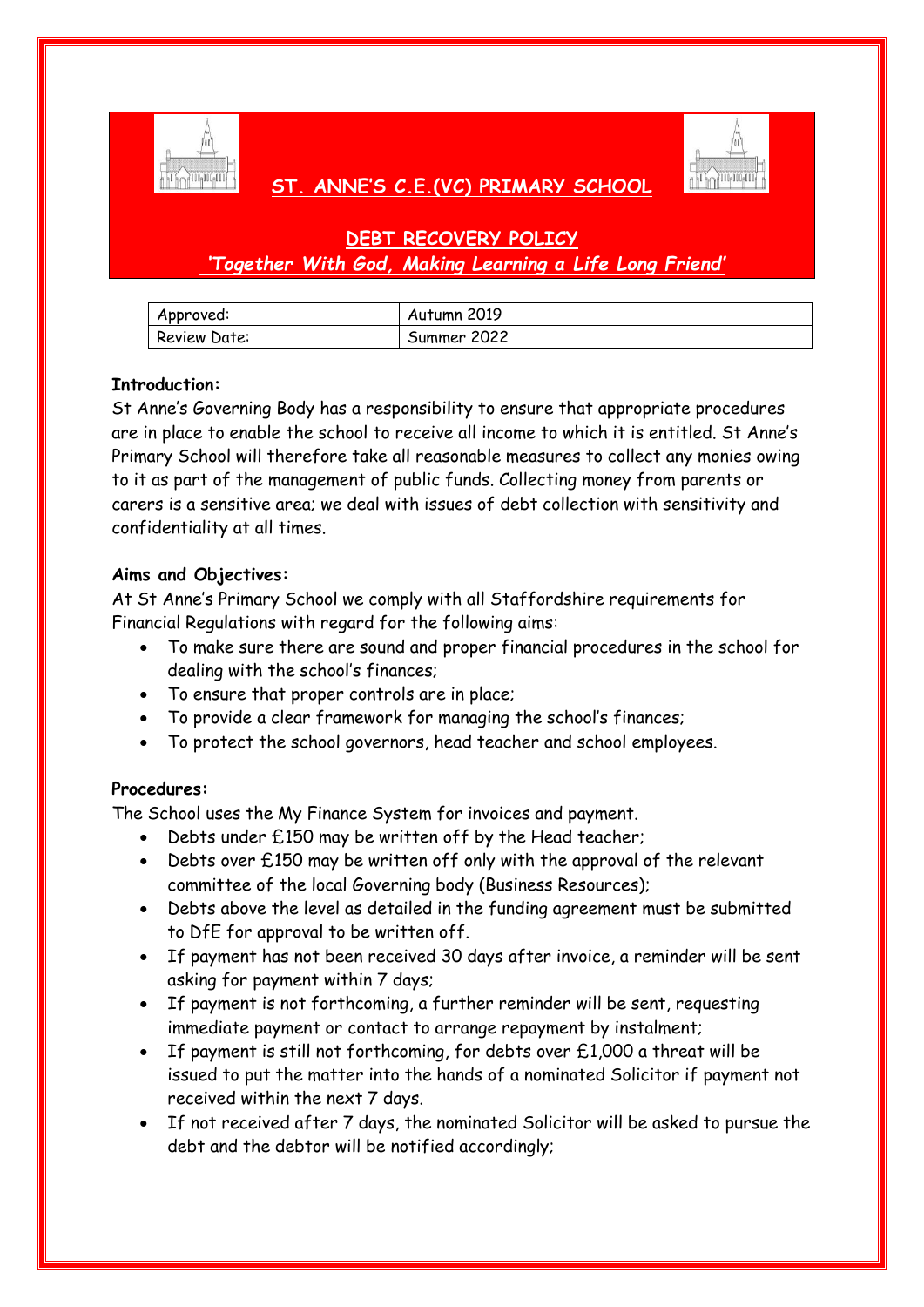# ST. ANNE'S C.E.(VC) PRIMARY SCHOOL

## DEBT RECOVERY POLICY

*'Together With God, Making Learning a Life Long Friend'*

| Approved: | Autumn 2019 |
|---|---|
| Review Date: | Summer 2022 |

**Introduction:**

St Anne's Governing Body has a responsibility to ensure that appropriate procedures are in place to enable the school to receive all income to which it is entitled. St Anne's Primary School will therefore take all reasonable measures to collect any monies owing to it as part of the management of public funds. Collecting money from parents or carers is a sensitive area; we deal with issues of debt collection with sensitivity and confidentiality at all times.

**Aims and Objectives:**

At St Anne's Primary School we comply with all Staffordshire requirements for Financial Regulations with regard for the following aims:

- To make sure there are sound and proper financial procedures in the school for dealing with the school's finances;
- To ensure that proper controls are in place;
- To provide a clear framework for managing the school's finances;
- To protect the school governors, head teacher and school employees.

**Procedures:**

The School uses the My Finance System for invoices and payment.

- Debts under £150 may be written off by the Head teacher;
- Debts over £150 may be written off only with the approval of the relevant committee of the local Governing body (Business Resources);
- Debts above the level as detailed in the funding agreement must be submitted to DfE for approval to be written off.
- If payment has not been received 30 days after invoice, a reminder will be sent asking for payment within 7 days;
- If payment is not forthcoming, a further reminder will be sent, requesting immediate payment or contact to arrange repayment by instalment;
- If payment is still not forthcoming, for debts over £1,000 a threat will be issued to put the matter into the hands of a nominated Solicitor if payment not received within the next 7 days.
- If not received after 7 days, the nominated Solicitor will be asked to pursue the debt and the debtor will be notified accordingly;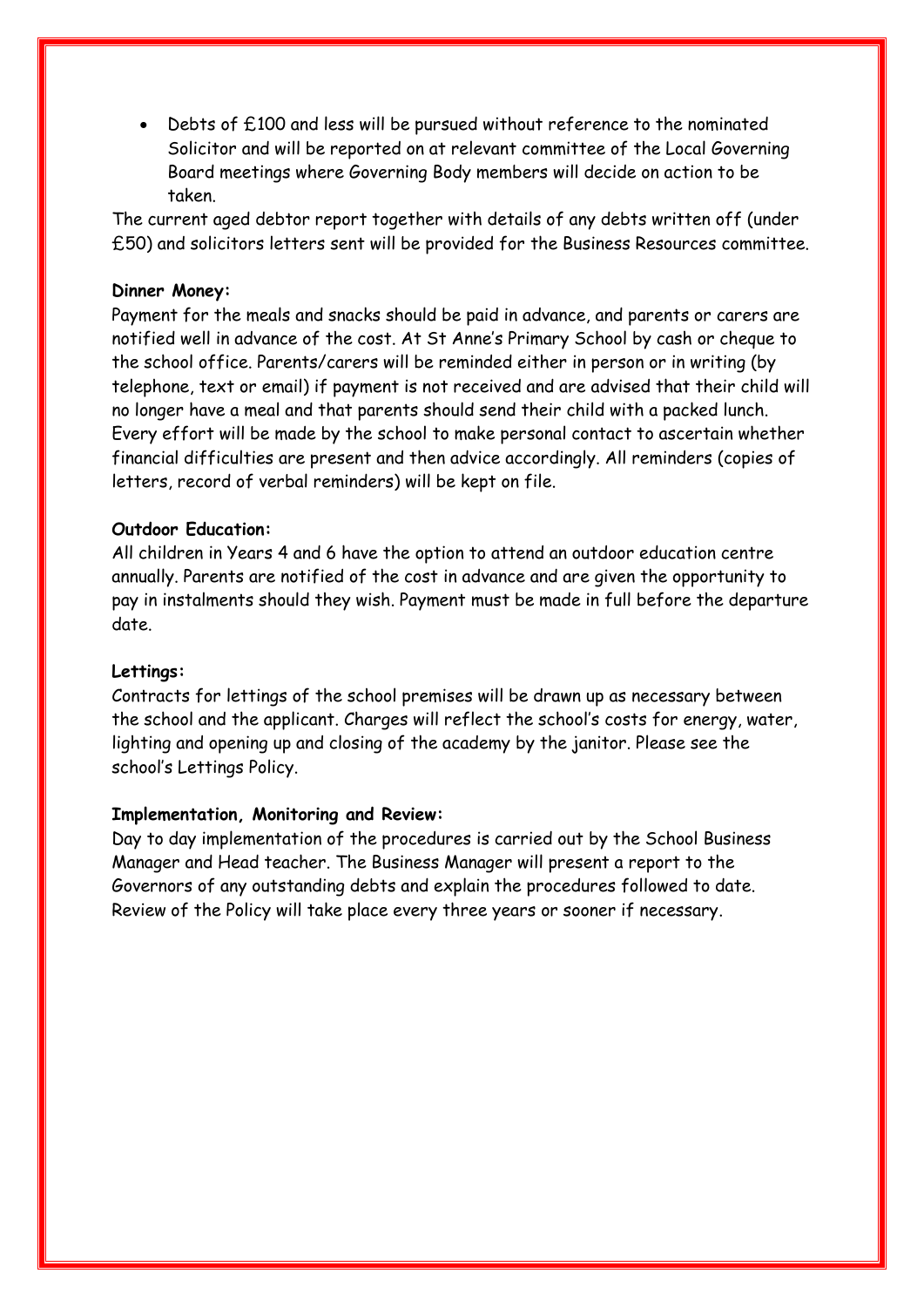- Debts of £100 and less will be pursued without reference to the nominated Solicitor and will be reported on at relevant committee of the Local Governing Board meetings where Governing Body members will decide on action to be taken.

The current aged debtor report together with details of any debts written off (under £50) and solicitors letters sent will be provided for the Business Resources committee.

**Dinner Money:**

Payment for the meals and snacks should be paid in advance, and parents or carers are notified well in advance of the cost. At St Anne's Primary School by cash or cheque to the school office. Parents/carers will be reminded either in person or in writing (by telephone, text or email) if payment is not received and are advised that their child will no longer have a meal and that parents should send their child with a packed lunch. Every effort will be made by the school to make personal contact to ascertain whether financial difficulties are present and then advice accordingly. All reminders (copies of letters, record of verbal reminders) will be kept on file.

**Outdoor Education:**

All children in Years 4 and 6 have the option to attend an outdoor education centre annually. Parents are notified of the cost in advance and are given the opportunity to pay in instalments should they wish. Payment must be made in full before the departure date.

**Lettings:**

Contracts for lettings of the school premises will be drawn up as necessary between the school and the applicant. Charges will reflect the school's costs for energy, water, lighting and opening up and closing of the academy by the janitor. Please see the school's Lettings Policy.

**Implementation, Monitoring and Review:**

Day to day implementation of the procedures is carried out by the School Business Manager and Head teacher. The Business Manager will present a report to the Governors of any outstanding debts and explain the procedures followed to date. Review of the Policy will take place every three years or sooner if necessary.